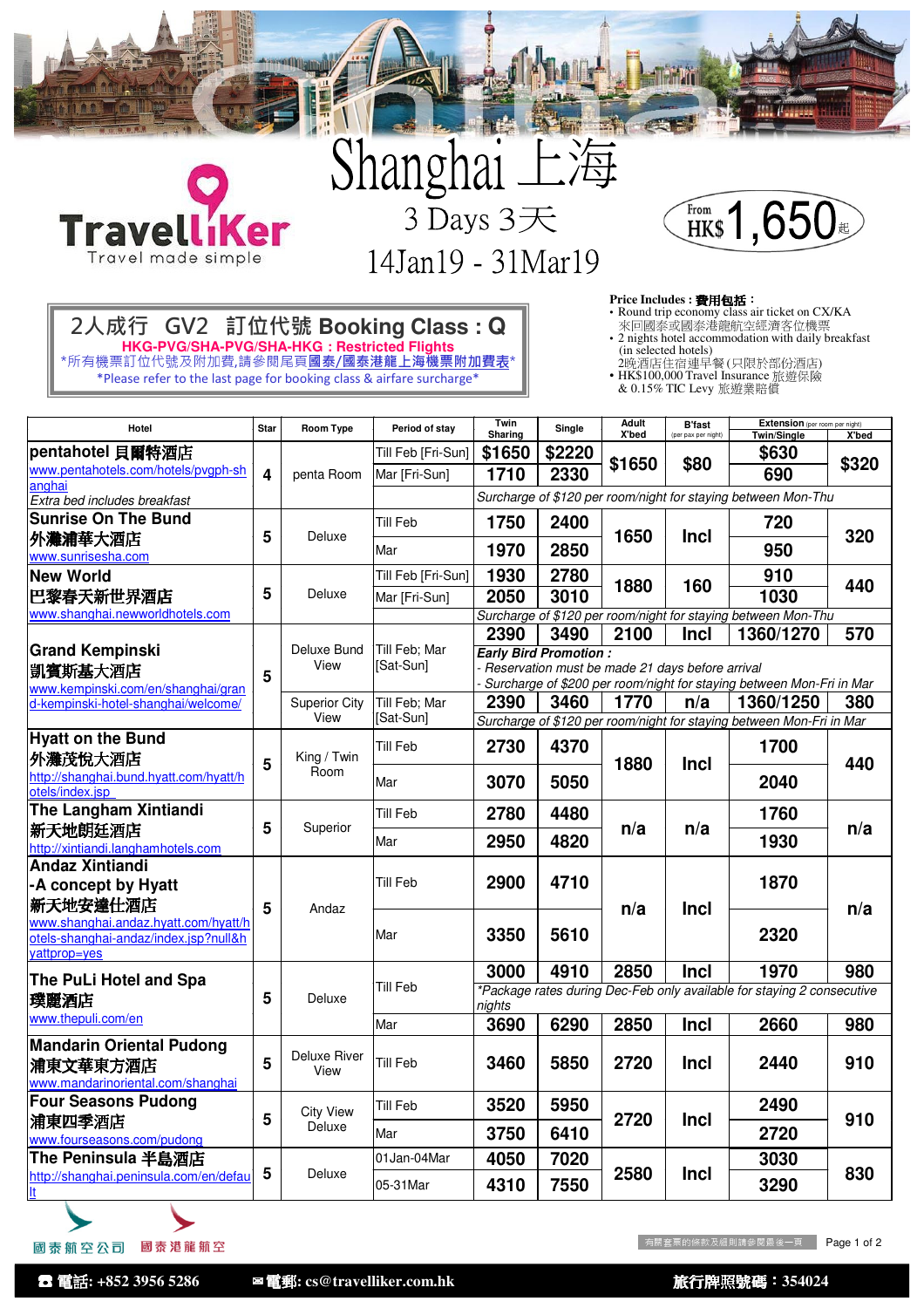# Shanghai 上海

## 3 Days 3天

## 14Jan19 - 31Mar19

From HK$ 1,650起

Travelliker Travel made simple

**2人成行 GV2 訂位代號 Booking Class : Q**

**HKG-PVG/SHA-PVG/SHA-HKG : Restricted Flights**

*所有機票訂位代號及附加費,請參閱尾頁國泰/國泰港龍上海機票附加費表*

*Please refer to the last page for booking class & airfare surcharge*

**Price Includes : 費用包括 :**

- Round trip economy class air ticket on CX/KA 來回國泰或國泰港龍航空經濟客位機票
- 2 nights hotel accommodation with daily breakfast (in selected hotels) 2晚酒店住宿連早餐 (只限於部份酒店)
- HK$100,000 Travel Insurance 旅遊保險 & 0.15% TIC Levy 旅遊業賠償

| Hotel | Star | Room Type | Period of stay | Twin Sharing | Single | Adult X'bed | B'fast (per pax per night) | Extension (per room per night) Twin/Single | Extension X'bed |
|---|---|---|---|---|---|---|---|---|---|
| **pentahotel 貝爾特酒店** www.pentahotels.com/hotels/pvgph-shanghai *Extra bed includes breakfast* | 4 | penta Room | Till Feb [Fri-Sun] | $1650 | $2220 | $1650 | $80 | $630 | $320 |
| | | | Mar [Fri-Sun] | 1710 | 2330 | | | 690 | |
| | | | *Surcharge of $120 per room/night for staying between Mon-Thu* | | | | | | |
| **Sunrise On The Bund 外灘浦華大酒店** www.sunrisesha.com | 5 | Deluxe | Till Feb | 1750 | 2400 | 1650 | Incl | 720 | 320 |
| | | | Mar | 1970 | 2850 | | | 950 | |
| **New World 巴黎春天新世界酒店** www.shanghai.newworldhotels.com | 5 | Deluxe | Till Feb [Fri-Sun] | 1930 | 2780 | 1880 | 160 | 910 | 440 |
| | | | Mar [Fri-Sun] | 2050 | 3010 | | | 1030 | |
| | | | *Surcharge of $120 per room/night for staying between Mon-Thu* | | | | | | |
| **Grand Kempinski 凱賓斯基大酒店** www.kempinski.com/en/shanghai/grand-kempinski-hotel-shanghai/welcome/ | 5 | Deluxe Bund View | Till Feb; Mar [Sat-Sun] | 2390 | 3490 | 2100 | Incl | 1360/1270 | 570 |
| | | | *Early Bird Promotion :* - *Reservation must be made 21 days before arrival* - *Surcharge of $200 per room/night for staying between Mon-Fri in Mar* | | | | | | |
| | | Superior City View | Till Feb; Mar [Sat-Sun] | 2390 | 3460 | 1770 | n/a | 1360/1250 | 380 |
| | | | *Surcharge of $120 per room/night for staying between Mon-Fri in Mar* | | | | | | |
| **Hyatt on the Bund 外灘茂悅大酒店** http://shanghai.bund.hyatt.com/hyatt/hotels/index.jsp | 5 | King / Twin Room | Till Feb | 2730 | 4370 | 1880 | Incl | 1700 | 440 |
| | | | Mar | 3070 | 5050 | | | 2040 | |
| **The Langham Xintiandi 新天地朗廷酒店** http://xintiandi.langhamhotels.com | 5 | Superior | Till Feb | 2780 | 4480 | n/a | n/a | 1760 | n/a |
| | | | Mar | 2950 | 4820 | | | 1930 | |
| **Andaz Xintiandi -A concept by Hyatt 新天地安達仕酒店** www.shanghai.andaz.hyatt.com/hyatt/hotels-shanghai-andaz/index.jsp?null&hyattprop=yes | 5 | Andaz | Till Feb | 2900 | 4710 | n/a | Incl | 1870 | n/a |
| | | | Mar | 3350 | 5610 | | | 2320 | |
| **The PuLi Hotel and Spa 璞麗酒店** www.thepuli.com/en | 5 | Deluxe | Till Feb | 3000 | 4910 | 2850 | Incl | 1970 | 980 |
| | | | *\*Package rates during Dec-Feb only available for staying 2 consecutive nights* | | | | | | |
| | | | Mar | 3690 | 6290 | 2850 | Incl | 2660 | 980 |
| **Mandarin Oriental Pudong 浦東文華東方酒店** www.mandarinoriental.com/shanghai | 5 | Deluxe River View | Till Feb | 3460 | 5850 | 2720 | Incl | 2440 | 910 |
| **Four Seasons Pudong 浦東四季酒店** www.fourseasons.com/pudong | 5 | City View Deluxe | Till Feb | 3520 | 5950 | 2720 | Incl | 2490 | 910 |
| | | | Mar | 3750 | 6410 | | | 2720 | |
| **The Peninsula 半島酒店** http://shanghai.peninsula.com/en/default | 5 | Deluxe | 01Jan-04Mar | 4050 | 7020 | 2580 | Incl | 3030 | 830 |
| | | | 05-31Mar | 4310 | 7550 | | | 3290 | |

國泰航空公司 國泰港龍航空

有關套票的條款及細則請參閱最後一頁

電話: +852 3956 5286 電郵: cs@travelliker.com.hk 旅行牌照號碼：354024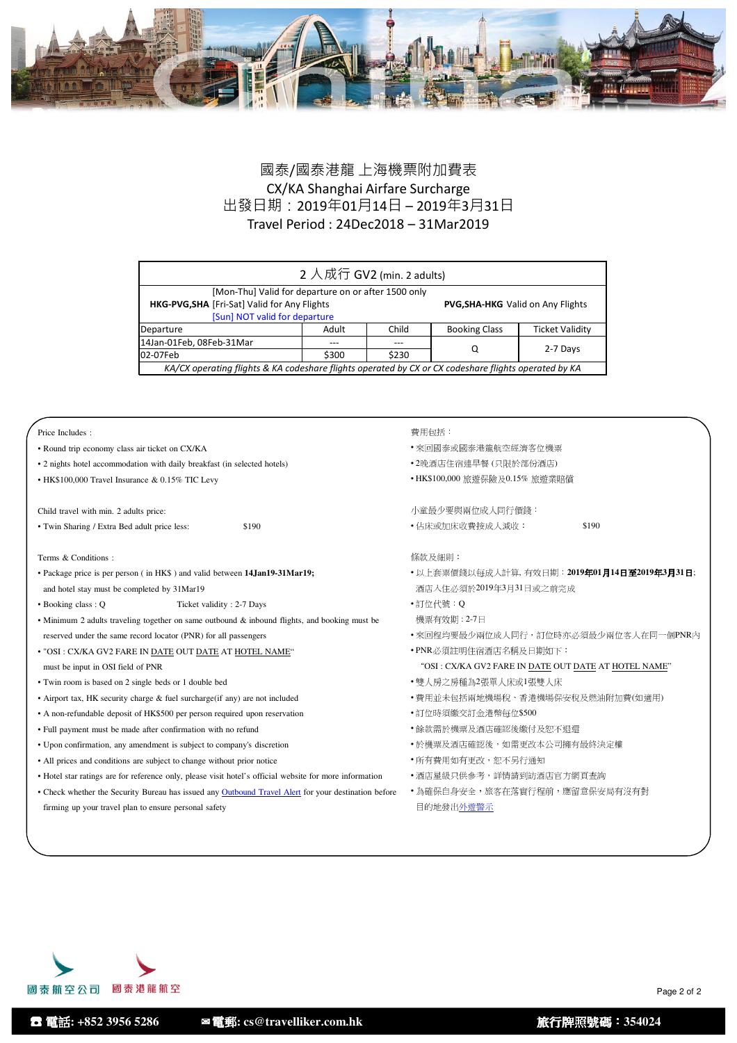# 國泰/國泰港龍 上海機票附加費表

# CX/KA Shanghai Airfare Surcharge

## 出發日期：2019年01月14日 – 2019年3月31日

## Travel Period : 24Dec2018 – 31Mar2019

| 2 人成行 GV2 (min. 2 adults) | | | | |
|---|---|---|---|---|
| HKG-PVG,SHA [Mon-Thu] Valid for departure on or after 1500 only<br>[Fri-Sat] Valid for Any Flights<br>[Sun] NOT valid for departure | | | PVG,SHA-HKG Valid on Any Flights | |
| Departure | Adult | Child | Booking Class | Ticket Validity |
| 14Jan-01Feb, 08Feb-31Mar | --- | --- | Q | 2-7 Days |
| 02-07Feb | $300 | $230 | | |
| *KA/CX operating flights & KA codeshare flights operated by CX or CX codeshare flights operated by KA* | | | | |

Price Includes :

- Round trip economy class air ticket on CX/KA
- 2 nights hotel accommodation with daily breakfast (in selected hotels)
- HK$100,000 Travel Insurance & 0.15% TIC Levy

Child travel with min. 2 adults price:

- Twin Sharing / Extra Bed adult price less: $190

Terms & Conditions :

- Package price is per person ( in HK$ ) and valid between **14Jan19-31Mar19;** and hotel stay must be completed by 31Mar19
- Booking class : Q Ticket validity : 2-7 Days
- Minimum 2 adults traveling together on same outbound & inbound flights, and booking must be reserved under the same record locator (PNR) for all passengers
- "OSI : CX/KA GV2 FARE IN DATE OUT DATE AT HOTEL NAME" must be input in OSI field of PNR
- Twin room is based on 2 single beds or 1 double bed
- Airport tax, HK security charge & fuel surcharge(if any) are not included
- A non-refundable deposit of HK$500 per person required upon reservation
- Full payment must be made after confirmation with no refund
- Upon confirmation, any amendment is subject to company's discretion
- All prices and conditions are subject to change without prior notice
- Hotel star ratings are for reference only, please visit hotel's official website for more information
- Check whether the Security Bureau has issued any Outbound Travel Alert for your destination before firming up your travel plan to ensure personal safety

費用包括：

- 來回國泰或國泰港龍航空經濟客位機票
- 2晚酒店住宿連早餐 (只限於部份酒店)
- HK$100,000 旅遊保險及0.15% 旅遊業賠償

小童最少要與兩位成人同行價錢：

- 佔床或加床收費按成人減收： $190

條款及細則：

- 以上套票價錢以每成人計算, 有效日期：**2019年01月14日至2019年3月31日**; 酒店入住必須於2019年3月31日或之前完成
- 訂位代號：Q
  機票有效期：2-7日
- 來回程均要最少兩位成人同行，訂位時亦必須最少兩位客人在同一個PNR內
- PNR必須註明住宿酒店名稱及日期如下：
  "OSI : CX/KA GV2 FARE IN DATE OUT DATE AT HOTEL NAME"
- 雙人房之房種為2張單人床或1張雙人床
- 費用並未包括兩地機場稅、香港機場保安稅及燃油附加費(如適用)
- 訂位時須繳交訂金港幣每位$500
- 餘款需於機票及酒店確認後繳付及恕不退還
- 於機票及酒店確認後，如需更改本公司擁有最終決定權
- 所有費用如有更改，恕不另行通知
- 酒店星級只供參考，詳情請到訪酒店官方網頁查詢
- 為確保自身安全，旅客在落實行程前，應留意保安局有沒有對目的地發出外遊警示

國泰航空公司 國泰港龍航空

☎ 電話: +852 3956 5286 ✉ 電郵: cs@travelliker.com.hk 旅行牌照號碼：354024